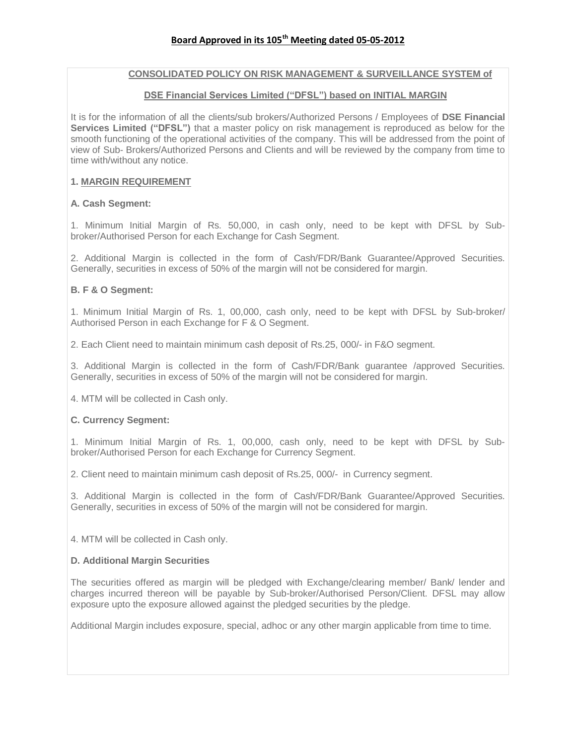**Board Approved in its 105th Meeting dated 05-05-2012**

## CONSOLIDATED POLICY ON RISK MANAGEMENT & SURVEILLANCE SYSTEM of

## DSE Financial Services Limited ("DFSL") based on INITIAL MARGIN

It is for the information of all the clients/sub brokers/Authorized Persons / Employees of **DSE Financial Services Limited ("DFSL")** that a master policy on risk management is reproduced as below for the smooth functioning of the operational activities of the company. This will be addressed from the point of view of Sub- Brokers/Authorized Persons and Clients and will be reviewed by the company from time to time with/without any notice.

### 1. MARGIN REQUIREMENT

**A. Cash Segment:**

1. Minimum Initial Margin of Rs. 50,000, in cash only, need to be kept with DFSL by Sub-broker/Authorised Person for each Exchange for Cash Segment.

2. Additional Margin is collected in the form of Cash/FDR/Bank Guarantee/Approved Securities. Generally, securities in excess of 50% of the margin will not be considered for margin.

**B. F & O Segment:**

1. Minimum Initial Margin of Rs. 1, 00,000, cash only, need to be kept with DFSL by Sub-broker/ Authorised Person in each Exchange for F & O Segment.

2. Each Client need to maintain minimum cash deposit of Rs.25, 000/- in F&O segment.

3. Additional Margin is collected in the form of Cash/FDR/Bank guarantee /approved Securities. Generally, securities in excess of 50% of the margin will not be considered for margin.

4. MTM will be collected in Cash only.

**C. Currency Segment:**

1. Minimum Initial Margin of Rs. 1, 00,000, cash only, need to be kept with DFSL by Sub-broker/Authorised Person for each Exchange for Currency Segment.

2. Client need to maintain minimum cash deposit of Rs.25, 000/- in Currency segment.

3. Additional Margin is collected in the form of Cash/FDR/Bank Guarantee/Approved Securities. Generally, securities in excess of 50% of the margin will not be considered for margin.

4. MTM will be collected in Cash only.

**D. Additional Margin Securities**

The securities offered as margin will be pledged with Exchange/clearing member/ Bank/ lender and charges incurred thereon will be payable by Sub-broker/Authorised Person/Client. DFSL may allow exposure upto the exposure allowed against the pledged securities by the pledge.

Additional Margin includes exposure, special, adhoc or any other margin applicable from time to time.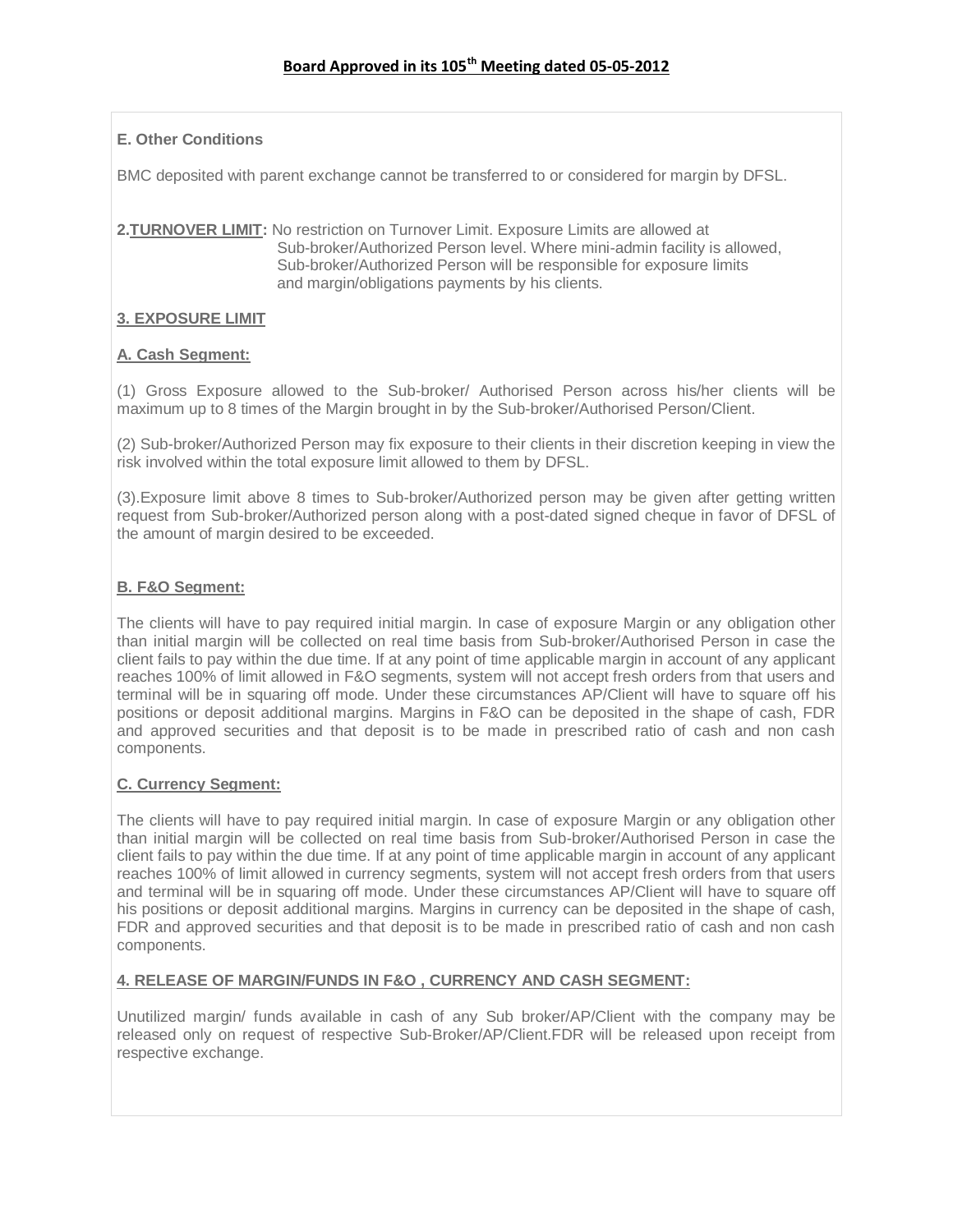**Board Approved in its 105th Meeting dated 05-05-2012**

**E. Other Conditions**

BMC deposited with parent exchange cannot be transferred to or considered for margin by DFSL.

**2.TURNOVER LIMIT:** No restriction on Turnover Limit. Exposure Limits are allowed at Sub-broker/Authorized Person level. Where mini-admin facility is allowed, Sub-broker/Authorized Person will be responsible for exposure limits and margin/obligations payments by his clients.

**3. EXPOSURE LIMIT**

**A. Cash Segment:**

(1) Gross Exposure allowed to the Sub-broker/ Authorised Person across his/her clients will be maximum up to 8 times of the Margin brought in by the Sub-broker/Authorised Person/Client.

(2) Sub-broker/Authorized Person may fix exposure to their clients in their discretion keeping in view the risk involved within the total exposure limit allowed to them by DFSL.

(3).Exposure limit above 8 times to Sub-broker/Authorized person may be given after getting written request from Sub-broker/Authorized person along with a post-dated signed cheque in favor of DFSL of the amount of margin desired to be exceeded.

**B. F&O Segment:**

The clients will have to pay required initial margin. In case of exposure Margin or any obligation other than initial margin will be collected on real time basis from Sub-broker/Authorised Person in case the client fails to pay within the due time. If at any point of time applicable margin in account of any applicant reaches 100% of limit allowed in F&O segments, system will not accept fresh orders from that users and terminal will be in squaring off mode. Under these circumstances AP/Client will have to square off his positions or deposit additional margins. Margins in F&O can be deposited in the shape of cash, FDR and approved securities and that deposit is to be made in prescribed ratio of cash and non cash components.

**C. Currency Segment:**

The clients will have to pay required initial margin. In case of exposure Margin or any obligation other than initial margin will be collected on real time basis from Sub-broker/Authorised Person in case the client fails to pay within the due time. If at any point of time applicable margin in account of any applicant reaches 100% of limit allowed in currency segments, system will not accept fresh orders from that users and terminal will be in squaring off mode. Under these circumstances AP/Client will have to square off his positions or deposit additional margins. Margins in currency can be deposited in the shape of cash, FDR and approved securities and that deposit is to be made in prescribed ratio of cash and non cash components.

**4. RELEASE OF MARGIN/FUNDS IN F&O , CURRENCY AND CASH SEGMENT:**

Unutilized margin/ funds available in cash of any Sub broker/AP/Client with the company may be released only on request of respective Sub-Broker/AP/Client.FDR will be released upon receipt from respective exchange.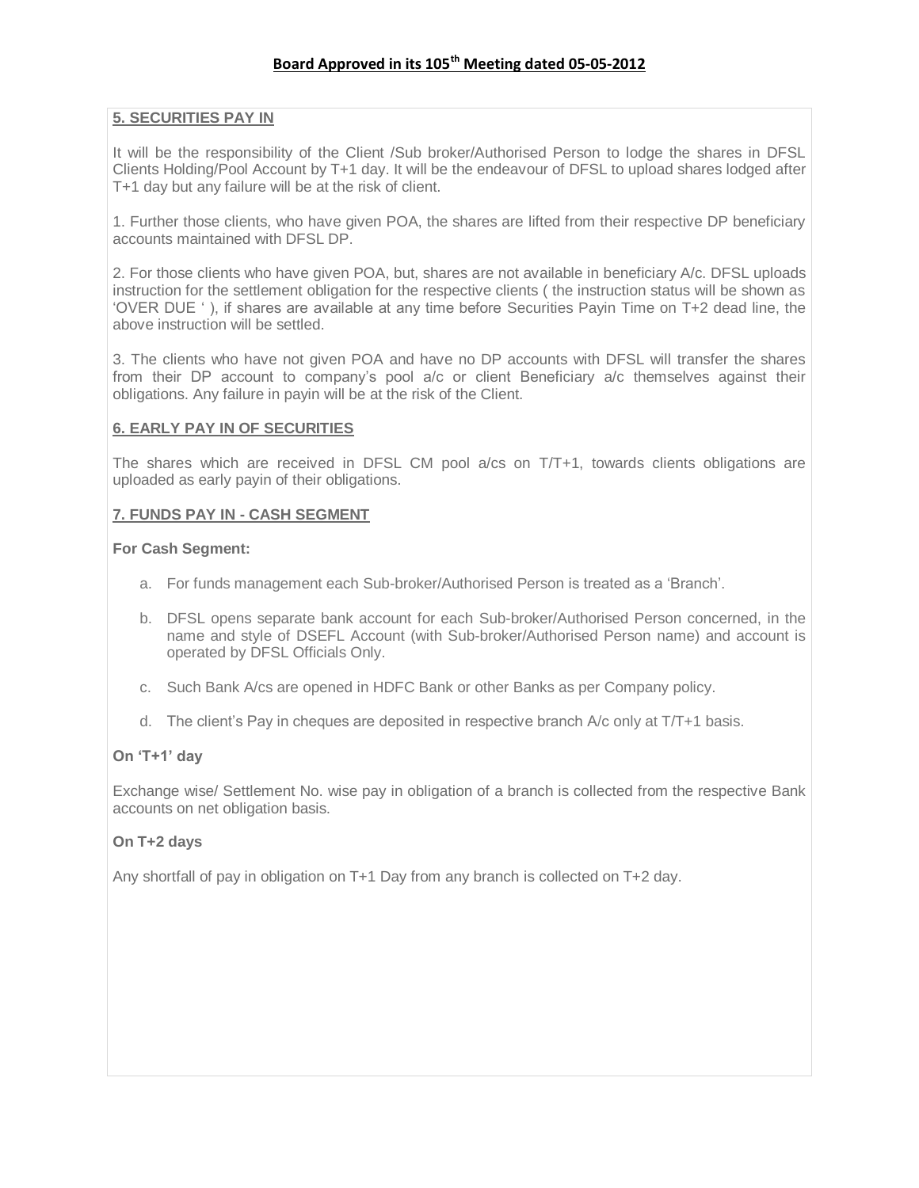**Board Approved in its 105th Meeting dated 05-05-2012**

## 5. SECURITIES PAY IN

It will be the responsibility of the Client /Sub broker/Authorised Person to lodge the shares in DFSL Clients Holding/Pool Account by T+1 day. It will be the endeavour of DFSL to upload shares lodged after T+1 day but any failure will be at the risk of client.

1. Further those clients, who have given POA, the shares are lifted from their respective DP beneficiary accounts maintained with DFSL DP.

2. For those clients who have given POA, but, shares are not available in beneficiary A/c. DFSL uploads instruction for the settlement obligation for the respective clients ( the instruction status will be shown as 'OVER DUE ' ), if shares are available at any time before Securities Payin Time on T+2 dead line, the above instruction will be settled.

3. The clients who have not given POA and have no DP accounts with DFSL will transfer the shares from their DP account to company's pool a/c or client Beneficiary a/c themselves against their obligations. Any failure in payin will be at the risk of the Client.

## 6. EARLY PAY IN OF SECURITIES

The shares which are received in DFSL CM pool a/cs on T/T+1, towards clients obligations are uploaded as early payin of their obligations.

## 7. FUNDS PAY IN - CASH SEGMENT

**For Cash Segment:**

a. For funds management each Sub-broker/Authorised Person is treated as a 'Branch'.

b. DFSL opens separate bank account for each Sub-broker/Authorised Person concerned, in the name and style of DSEFL Account (with Sub-broker/Authorised Person name) and account is operated by DFSL Officials Only.

c. Such Bank A/cs are opened in HDFC Bank or other Banks as per Company policy.

d. The client's Pay in cheques are deposited in respective branch A/c only at T/T+1 basis.

**On 'T+1' day**

Exchange wise/ Settlement No. wise pay in obligation of a branch is collected from the respective Bank accounts on net obligation basis.

**On T+2 days**

Any shortfall of pay in obligation on T+1 Day from any branch is collected on T+2 day.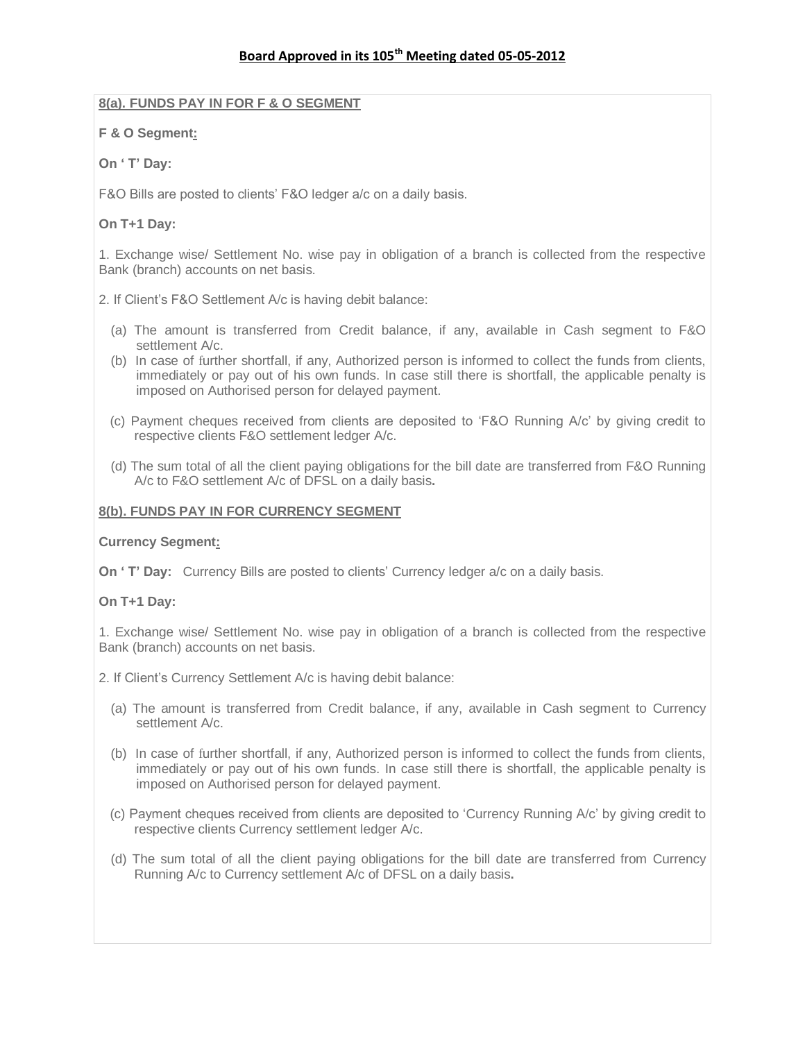**Board Approved in its 105th Meeting dated 05-05-2012**

## 8(a). FUNDS PAY IN FOR F & O SEGMENT

**F & O Segment:**

**On ' T' Day:**

F&O Bills are posted to clients' F&O ledger a/c on a daily basis.

**On T+1 Day:**

1. Exchange wise/ Settlement No. wise pay in obligation of a branch is collected from the respective Bank (branch) accounts on net basis.

2. If Client's F&O Settlement A/c is having debit balance:

   (a) The amount is transferred from Credit balance, if any, available in Cash segment to F&O settlement A/c.

   (b) In case of further shortfall, if any, Authorized person is informed to collect the funds from clients, immediately or pay out of his own funds. In case still there is shortfall, the applicable penalty is imposed on Authorised person for delayed payment.

   (c) Payment cheques received from clients are deposited to 'F&O Running A/c' by giving credit to respective clients F&O settlement ledger A/c.

   (d) The sum total of all the client paying obligations for the bill date are transferred from F&O Running A/c to F&O settlement A/c of DFSL on a daily basis.

## 8(b). FUNDS PAY IN FOR CURRENCY SEGMENT

**Currency Segment:**

**On ' T' Day:** Currency Bills are posted to clients' Currency ledger a/c on a daily basis.

**On T+1 Day:**

1. Exchange wise/ Settlement No. wise pay in obligation of a branch is collected from the respective Bank (branch) accounts on net basis.

2. If Client's Currency Settlement A/c is having debit balance:

   (a) The amount is transferred from Credit balance, if any, available in Cash segment to Currency settlement A/c.

   (b) In case of further shortfall, if any, Authorized person is informed to collect the funds from clients, immediately or pay out of his own funds. In case still there is shortfall, the applicable penalty is imposed on Authorised person for delayed payment.

   (c) Payment cheques received from clients are deposited to 'Currency Running A/c' by giving credit to respective clients Currency settlement ledger A/c.

   (d) The sum total of all the client paying obligations for the bill date are transferred from Currency Running A/c to Currency settlement A/c of DFSL on a daily basis.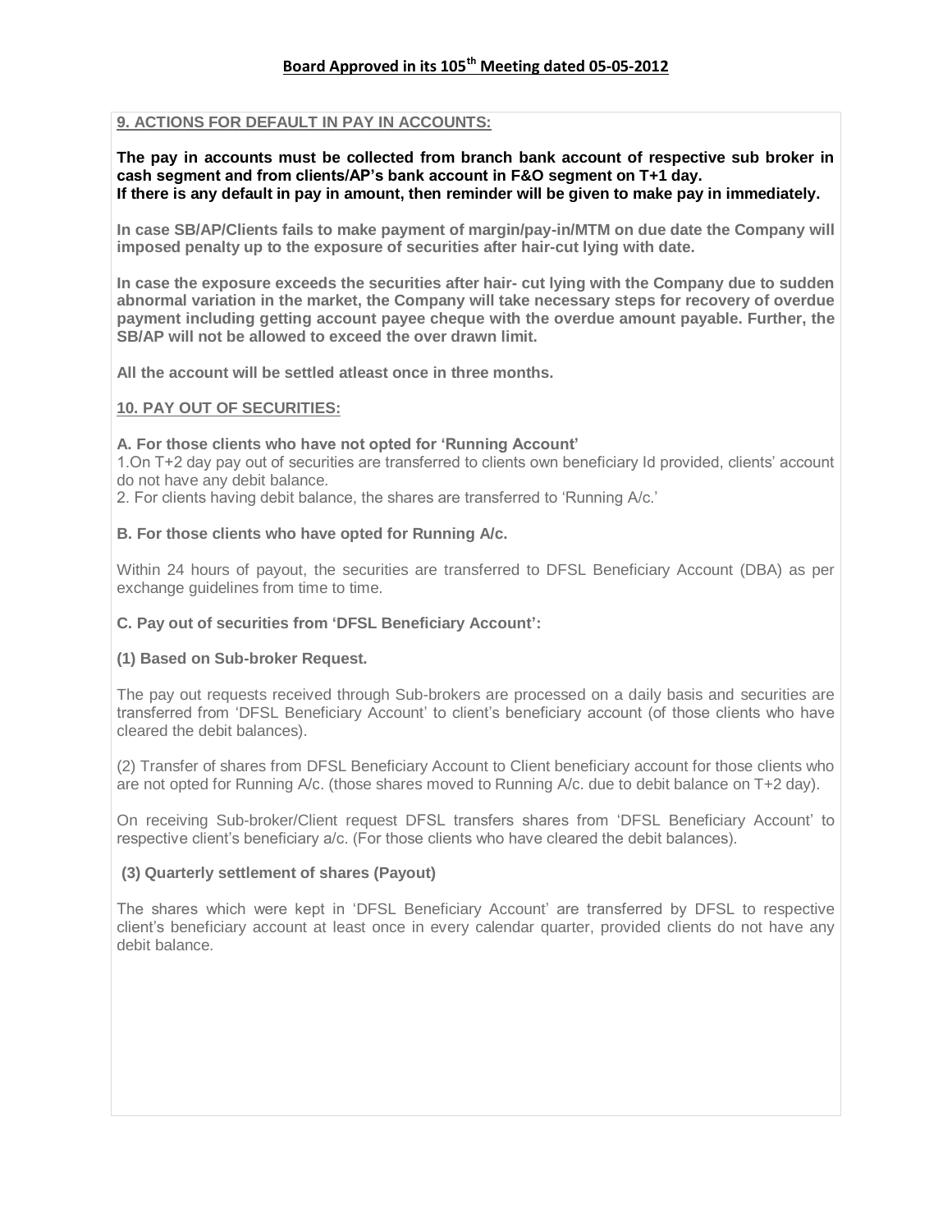**Board Approved in its 105th Meeting dated 05-05-2012**

## 9. ACTIONS FOR DEFAULT IN PAY IN ACCOUNTS:

**The pay in accounts must be collected from branch bank account of respective sub broker in cash segment and from clients/AP's bank account in F&O segment on T+1 day.**
**If there is any default in pay in amount, then reminder will be given to make pay in immediately.**

**In case SB/AP/Clients fails to make payment of margin/pay-in/MTM on due date the Company will imposed penalty up to the exposure of securities after hair-cut lying with date.**

**In case the exposure exceeds the securities after hair- cut lying with the Company due to sudden abnormal variation in the market, the Company will take necessary steps for recovery of overdue payment including getting account payee cheque with the overdue amount payable. Further, the SB/AP will not be allowed to exceed the over drawn limit.**

**All the account will be settled atleast once in three months.**

## 10. PAY OUT OF SECURITIES:

**A. For those clients who have not opted for 'Running Account'**

1.On T+2 day pay out of securities are transferred to clients own beneficiary Id provided, clients' account do not have any debit balance.

2. For clients having debit balance, the shares are transferred to 'Running A/c.'

**B. For those clients who have opted for Running A/c.**

Within 24 hours of payout, the securities are transferred to DFSL Beneficiary Account (DBA) as per exchange guidelines from time to time.

**C. Pay out of securities from 'DFSL Beneficiary Account':**

**(1) Based on Sub-broker Request.**

The pay out requests received through Sub-brokers are processed on a daily basis and securities are transferred from 'DFSL Beneficiary Account' to client's beneficiary account (of those clients who have cleared the debit balances).

(2) Transfer of shares from DFSL Beneficiary Account to Client beneficiary account for those clients who are not opted for Running A/c. (those shares moved to Running A/c. due to debit balance on T+2 day).

On receiving Sub-broker/Client request DFSL transfers shares from 'DFSL Beneficiary Account' to respective client's beneficiary a/c. (For those clients who have cleared the debit balances).

**(3) Quarterly settlement of shares (Payout)**

The shares which were kept in 'DFSL Beneficiary Account' are transferred by DFSL to respective client's beneficiary account at least once in every calendar quarter, provided clients do not have any debit balance.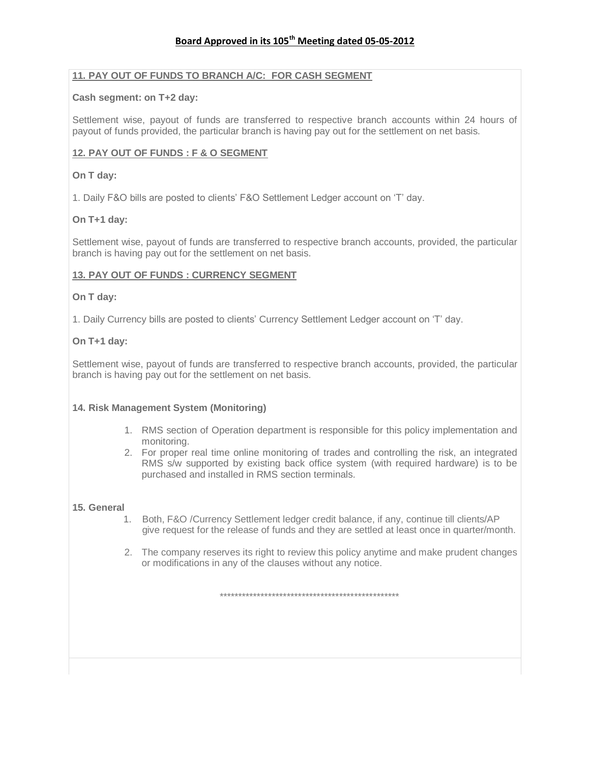**Board Approved in its 105th Meeting dated 05-05-2012**

## 11. PAY OUT OF FUNDS TO BRANCH A/C: FOR CASH SEGMENT

**Cash segment: on T+2 day:**

Settlement wise, payout of funds are transferred to respective branch accounts within 24 hours of payout of funds provided, the particular branch is having pay out for the settlement on net basis.

## 12. PAY OUT OF FUNDS : F & O SEGMENT

**On T day:**

1. Daily F&O bills are posted to clients' F&O Settlement Ledger account on 'T' day.

**On T+1 day:**

Settlement wise, payout of funds are transferred to respective branch accounts, provided, the particular branch is having pay out for the settlement on net basis.

## 13. PAY OUT OF FUNDS : CURRENCY SEGMENT

**On T day:**

1. Daily Currency bills are posted to clients' Currency Settlement Ledger account on 'T' day.

**On T+1 day:**

Settlement wise, payout of funds are transferred to respective branch accounts, provided, the particular branch is having pay out for the settlement on net basis.

## 14. Risk Management System (Monitoring)

1. RMS section of Operation department is responsible for this policy implementation and monitoring.
2. For proper real time online monitoring of trades and controlling the risk, an integrated RMS s/w supported by existing back office system (with required hardware) is to be purchased and installed in RMS section terminals.

## 15. General

1. Both, F&O /Currency Settlement ledger credit balance, if any, continue till clients/AP give request for the release of funds and they are settled at least once in quarter/month.

2. The company reserves its right to review this policy anytime and make prudent changes or modifications in any of the clauses without any notice.

**************************************************